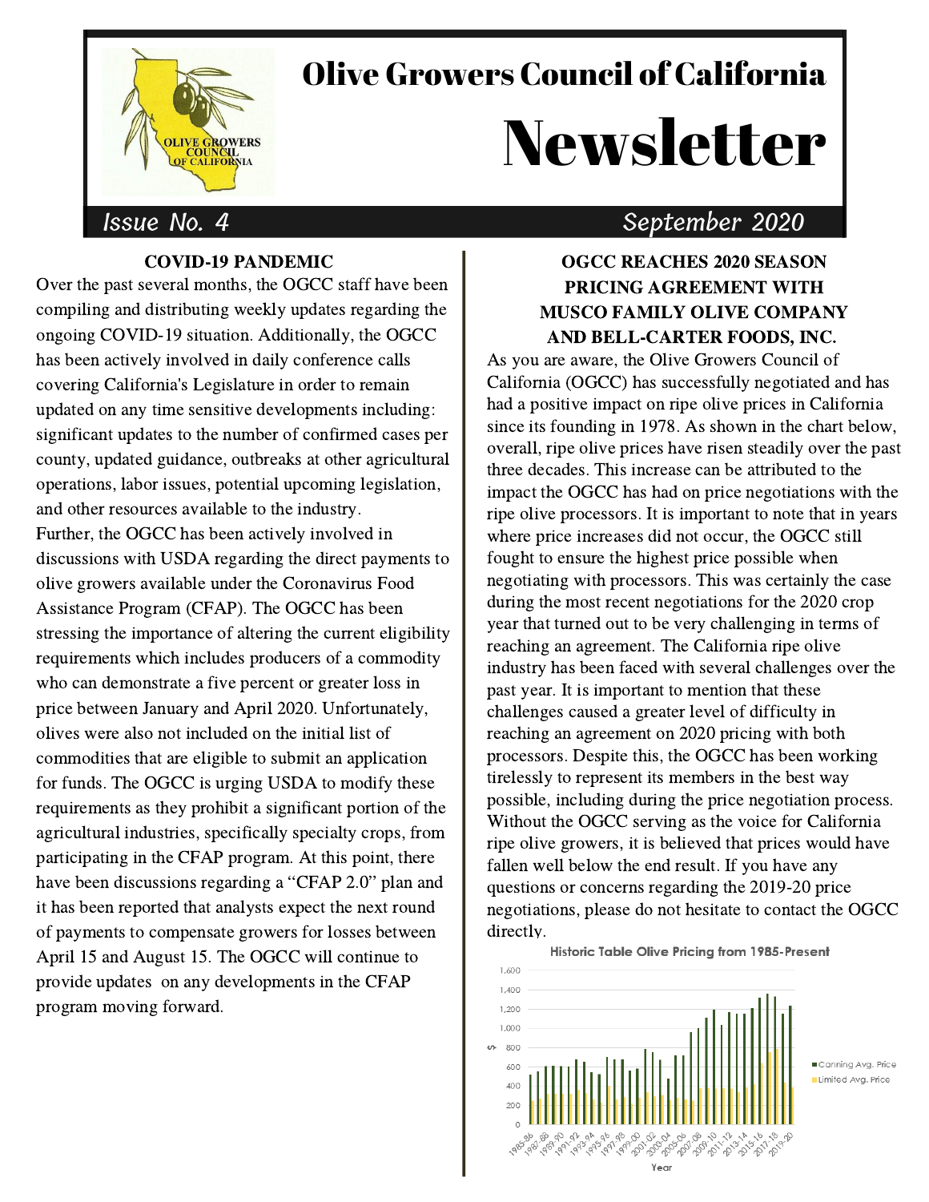# Olive Growers Council of California Newsletter

*Issue No. 4* — *September 2020*

### COVID-19 PANDEMIC

Over the past several months, the OGCC staff have been compiling and distributing weekly updates regarding the ongoing COVID-19 situation. Additionally, the OGCC has been actively involved in daily conference calls covering California's Legislature in order to remain updated on any time sensitive developments including: significant updates to the number of confirmed cases per county, updated guidance, outbreaks at other agricultural operations, labor issues, potential upcoming legislation, and other resources available to the industry.

Further, the OGCC has been actively involved in discussions with USDA regarding the direct payments to olive growers available under the Coronavirus Food Assistance Program (CFAP). The OGCC has been stressing the importance of altering the current eligibility requirements which includes producers of a commodity who can demonstrate a five percent or greater loss in price between January and April 2020. Unfortunately, olives were also not included on the initial list of commodities that are eligible to submit an application for funds. The OGCC is urging USDA to modify these requirements as they prohibit a significant portion of the agricultural industries, specifically specialty crops, from participating in the CFAP program. At this point, there have been discussions regarding a "CFAP 2.0" plan and it has been reported that analysts expect the next round of payments to compensate growers for losses between April 15 and August 15. The OGCC will continue to provide updates on any developments in the CFAP program moving forward.

### OGCC REACHES 2020 SEASON PRICING AGREEMENT WITH MUSCO FAMILY OLIVE COMPANY AND BELL-CARTER FOODS, INC.

As you are aware, the Olive Growers Council of California (OGCC) has successfully negotiated and has had a positive impact on ripe olive prices in California since its founding in 1978. As shown in the chart below, overall, ripe olive prices have risen steadily over the past three decades. This increase can be attributed to the impact the OGCC has had on price negotiations with the ripe olive processors. It is important to note that in years where price increases did not occur, the OGCC still fought to ensure the highest price possible when negotiating with processors. This was certainly the case during the most recent negotiations for the 2020 crop year that turned out to be very challenging in terms of reaching an agreement. The California ripe olive industry has been faced with several challenges over the past year. It is important to mention that these challenges caused a greater level of difficulty in reaching an agreement on 2020 pricing with both processors. Despite this, the OGCC has been working tirelessly to represent its members in the best way possible, including during the price negotiation process. Without the OGCC serving as the voice for California ripe olive growers, it is believed that prices would have fallen well below the end result. If you have any questions or concerns regarding the 2019-20 price negotiations, please do not hesitate to contact the OGCC directly.

Historic Table Olive Pricing from 1985-Present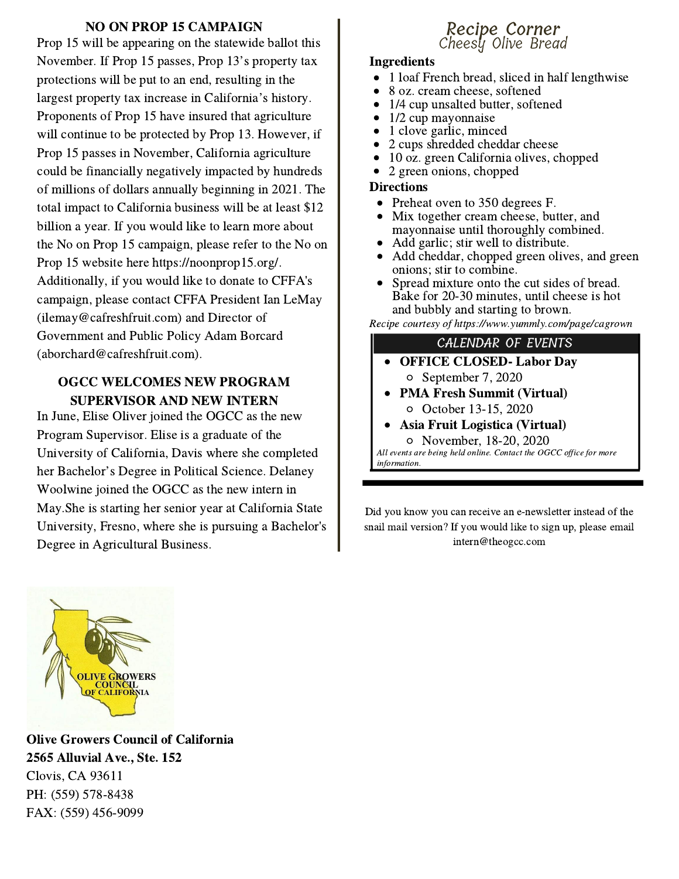## NO ON PROP 15 CAMPAIGN

Prop 15 will be appearing on the statewide ballot this November. If Prop 15 passes, Prop 13's property tax protections will be put to an end, resulting in the largest property tax increase in California's history. Proponents of Prop 15 have insured that agriculture will continue to be protected by Prop 13. However, if Prop 15 passes in November, California agriculture could be financially negatively impacted by hundreds of millions of dollars annually beginning in 2021. The total impact to California business will be at least $12 billion a year. If you would like to learn more about the No on Prop 15 campaign, please refer to the No on Prop 15 website here https://noonprop15.org/. Additionally, if you would like to donate to CFFA's campaign, please contact CFFA President Ian LeMay (ilemay@cafreshfruit.com) and Director of Government and Public Policy Adam Borcard (aborchard@cafreshfruit.com).

## OGCC WELCOMES NEW PROGRAM SUPERVISOR AND NEW INTERN

In June, Elise Oliver joined the OGCC as the new Program Supervisor. Elise is a graduate of the University of California, Davis where she completed her Bachelor's Degree in Political Science. Delaney Woolwine joined the OGCC as the new intern in May.She is starting her senior year at California State University, Fresno, where she is pursuing a Bachelor's Degree in Agricultural Business.

## Recipe Corner

### Cheesy Olive Bread

**Ingredients**

- 1 loaf French bread, sliced in half lengthwise
- 8 oz. cream cheese, softened
- 1/4 cup unsalted butter, softened
- 1/2 cup mayonnaise
- 1 clove garlic, minced
- 2 cups shredded cheddar cheese
- 10 oz. green California olives, chopped
- 2 green onions, chopped

**Directions**

- Preheat oven to 350 degrees F.
- Mix together cream cheese, butter, and mayonnaise until thoroughly combined.
- Add garlic; stir well to distribute.
- Add cheddar, chopped green olives, and green onions; stir to combine.
- Spread mixture onto the cut sides of bread. Bake for 20-30 minutes, until cheese is hot and bubbly and starting to brown.

*Recipe courtesy of https://www.yummly.com/page/cagrown*

## CALENDAR OF EVENTS

- **OFFICE CLOSED- Labor Day**
  - September 7, 2020
- **PMA Fresh Summit (Virtual)**
  - October 13-15, 2020
- **Asia Fruit Logistica (Virtual)**
  - November, 18-20, 2020

*All events are being held online. Contact the OGCC office for more information.*

Did you know you can receive an e-newsletter instead of the snail mail version? If you would like to sign up, please email intern@theogcc.com

OLIVE GROWERS COUNCIL OF CALIFORNIA

**Olive Growers Council of California**
**2565 Alluvial Ave., Ste. 152**
Clovis, CA 93611
PH: (559) 578-8438
FAX: (559) 456-9099